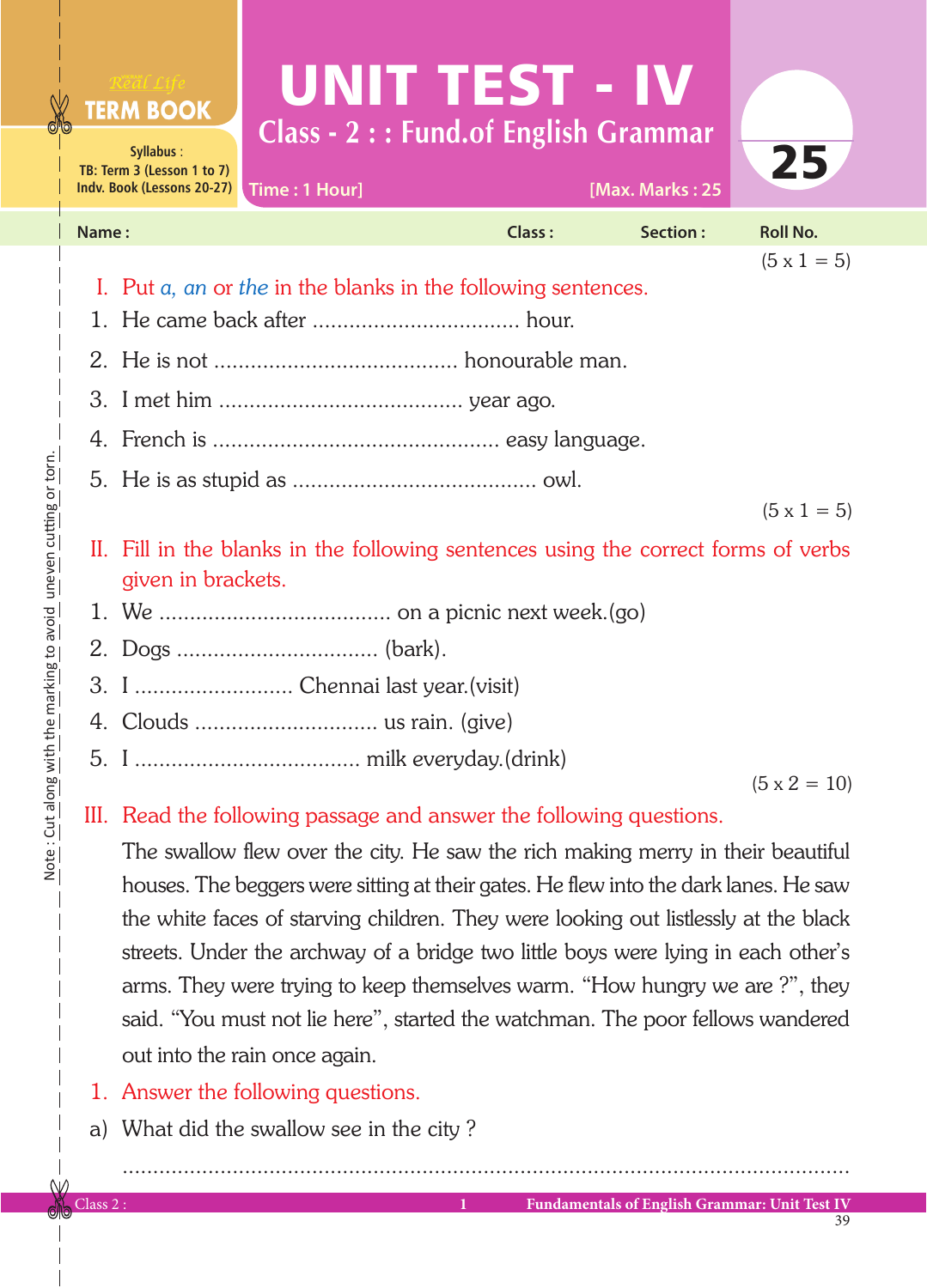Real Life **TERM BOOK**

Syllabus :
TB: Term 3 (Lesson 1 to 7)
Indv. Book (Lessons 20-27)

# UNIT TEST - IV

## Class - 2 : : Fund.of English Grammar

Time : 1 Hour] [Max. Marks : 25

25

Name : Class : Section : Roll No.

(5 x 1 = 5)

I. Put *a*, *an* or *the* in the blanks in the following sentences.

1. He came back after .................................. hour.
2. He is not ....................................... honourable man.
3. I met him ....................................... year ago.
4. French is .............................................. easy language.
5. He is as stupid as ....................................... owl.

(5 x 1 = 5)

II. Fill in the blanks in the following sentences using the correct forms of verbs given in brackets.

1. We ..................................... on a picnic next week.(go)
2. Dogs ................................ (bark).
3. I .......................... Chennai last year.(visit)
4. Clouds .............................. us rain. (give)
5. I .................................... milk everyday.(drink)

(5 x 2 = 10)

III. Read the following passage and answer the following questions.

The swallow flew over the city. He saw the rich making merry in their beautiful houses. The beggers were sitting at their gates. He flew into the dark lanes. He saw the white faces of starving children. They were looking out listlessly at the black streets. Under the archway of a bridge two little boys were lying in each other's arms. They were trying to keep themselves warm. "How hungry we are ?", they said. "You must not lie here", started the watchman. The poor fellows wandered out into the rain once again.

1. Answer the following questions.

a) What did the swallow see in the city ?

.............................................................................................................

Note : Cut along with the marking to avoid uneven cutting or torn.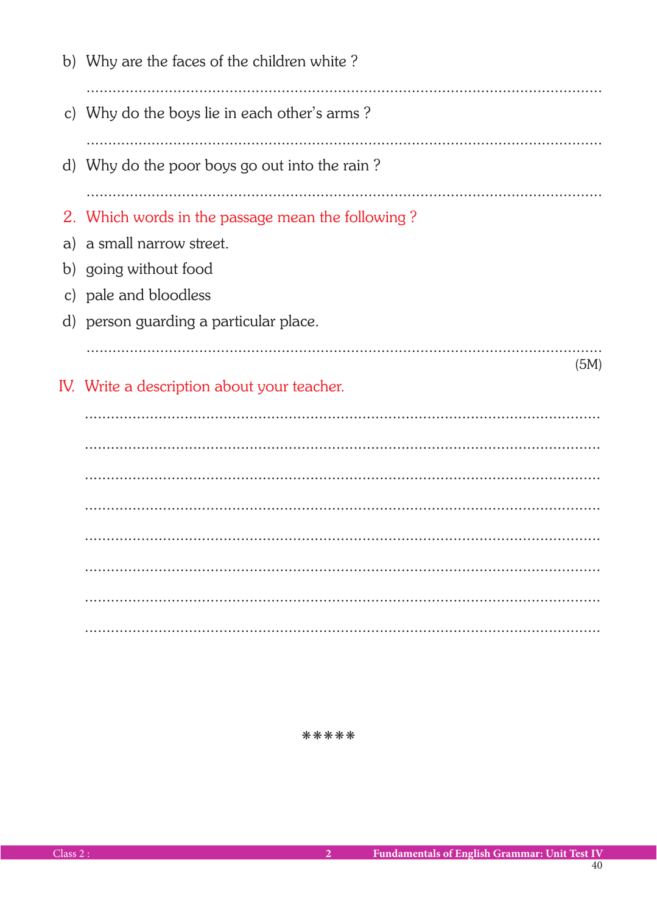b) Why are the faces of the children white ?

.......................................................................................................................

c) Why do the boys lie in each other's arms ?

.......................................................................................................................

d) Why do the poor boys go out into the rain ?

.......................................................................................................................

2. Which words in the passage mean the following ?

a) a small narrow street.

b) going without food

c) pale and bloodless

d) person guarding a particular place.

.......................................................................................................................

(5M)

IV. Write a description about your teacher.

.......................................................................................................................

.......................................................................................................................

.......................................................................................................................

.......................................................................................................................

.......................................................................................................................

.......................................................................................................................

.......................................................................................................................

.......................................................................................................................

*****